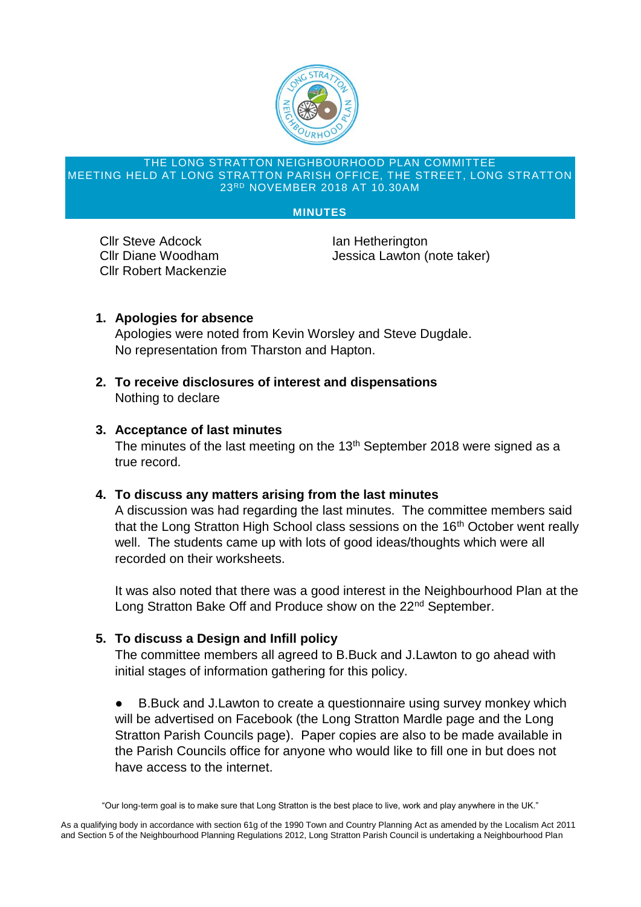# THE LONG STRATTON NEIGHBOURHOOD PLAN COMMITTEE
## MEETING HELD AT LONG STRATTON PARISH OFFICE, THE STREET, LONG STRATTON 23RD NOVEMBER 2018 AT 10.30AM

**MINUTES**

Cllr Steve Adcock
Cllr Diane Woodham
Cllr Robert Mackenzie
Ian Hetherington
Jessica Lawton (note taker)

1. **Apologies for absence**
   Apologies were noted from Kevin Worsley and Steve Dugdale.
   No representation from Tharston and Hapton.

2. **To receive disclosures of interest and dispensations**
   Nothing to declare

3. **Acceptance of last minutes**
   The minutes of the last meeting on the 13th September 2018 were signed as a true record.

4. **To discuss any matters arising from the last minutes**
   A discussion was had regarding the last minutes. The committee members said that the Long Stratton High School class sessions on the 16th October went really well. The students came up with lots of good ideas/thoughts which were all recorded on their worksheets.

   It was also noted that there was a good interest in the Neighbourhood Plan at the Long Stratton Bake Off and Produce show on the 22nd September.

5. **To discuss a Design and Infill policy**
   The committee members all agreed to B.Buck and J.Lawton to go ahead with initial stages of information gathering for this policy.

   - B.Buck and J.Lawton to create a questionnaire using survey monkey which will be advertised on Facebook (the Long Stratton Mardle page and the Long Stratton Parish Councils page). Paper copies are also to be made available in the Parish Councils office for anyone who would like to fill one in but does not have access to the internet.

"Our long-term goal is to make sure that Long Stratton is the best place to live, work and play anywhere in the UK."

As a qualifying body in accordance with section 61g of the 1990 Town and Country Planning Act as amended by the Localism Act 2011 and Section 5 of the Neighbourhood Planning Regulations 2012, Long Stratton Parish Council is undertaking a Neighbourhood Plan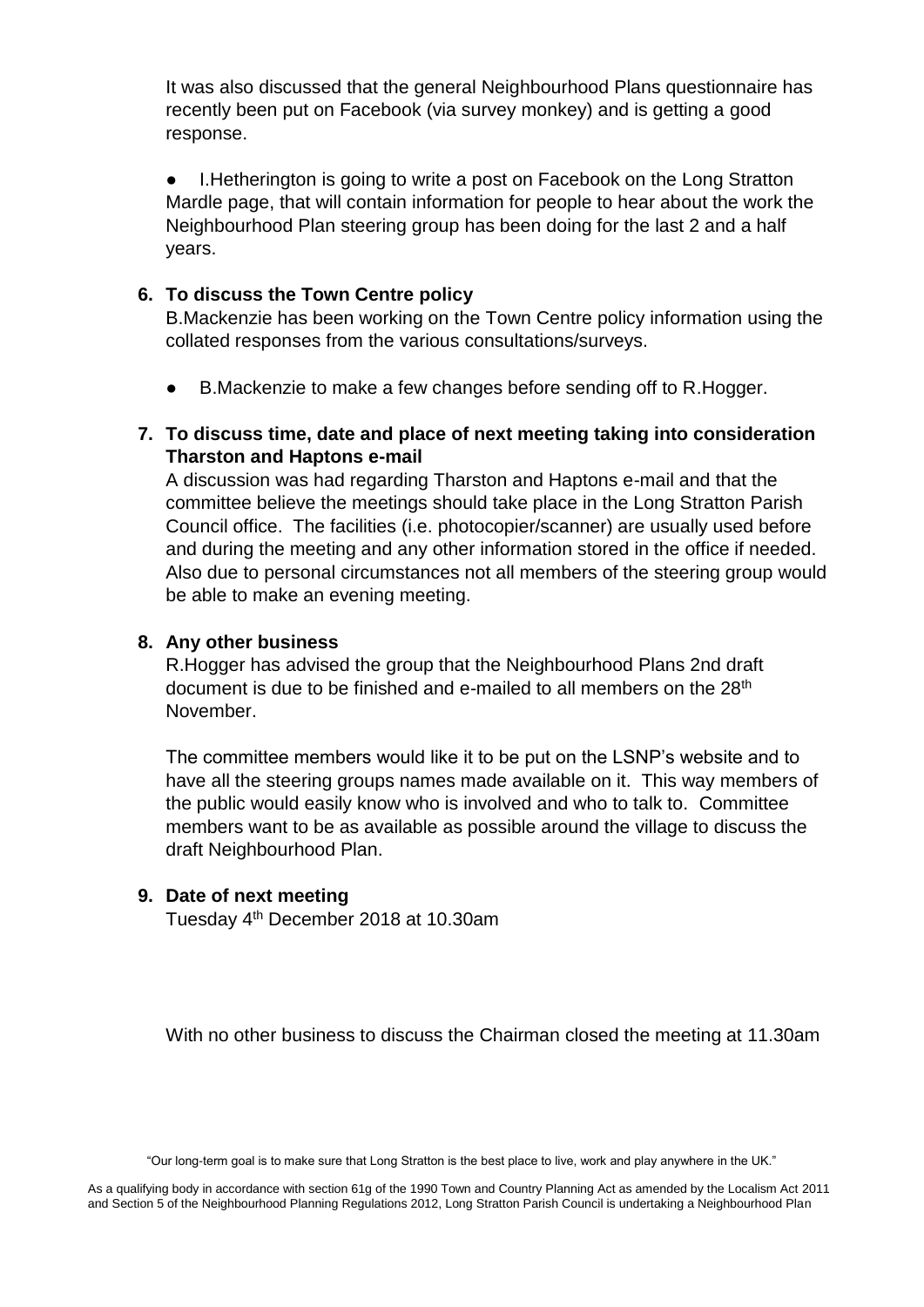It was also discussed that the general Neighbourhood Plans questionnaire has recently been put on Facebook (via survey monkey) and is getting a good response.

- I.Hetherington is going to write a post on Facebook on the Long Stratton Mardle page, that will contain information for people to hear about the work the Neighbourhood Plan steering group has been doing for the last 2 and a half years.

**6. To discuss the Town Centre policy**

B.Mackenzie has been working on the Town Centre policy information using the collated responses from the various consultations/surveys.

- B.Mackenzie to make a few changes before sending off to R.Hogger.

**7. To discuss time, date and place of next meeting taking into consideration Tharston and Haptons e-mail**

A discussion was had regarding Tharston and Haptons e-mail and that the committee believe the meetings should take place in the Long Stratton Parish Council office. The facilities (i.e. photocopier/scanner) are usually used before and during the meeting and any other information stored in the office if needed. Also due to personal circumstances not all members of the steering group would be able to make an evening meeting.

**8. Any other business**

R.Hogger has advised the group that the Neighbourhood Plans 2nd draft document is due to be finished and e-mailed to all members on the 28th November.

The committee members would like it to be put on the LSNP's website and to have all the steering groups names made available on it. This way members of the public would easily know who is involved and who to talk to. Committee members want to be as available as possible around the village to discuss the draft Neighbourhood Plan.

**9. Date of next meeting**

Tuesday 4th December 2018 at 10.30am

With no other business to discuss the Chairman closed the meeting at 11.30am

"Our long-term goal is to make sure that Long Stratton is the best place to live, work and play anywhere in the UK."

As a qualifying body in accordance with section 61g of the 1990 Town and Country Planning Act as amended by the Localism Act 2011 and Section 5 of the Neighbourhood Planning Regulations 2012, Long Stratton Parish Council is undertaking a Neighbourhood Plan